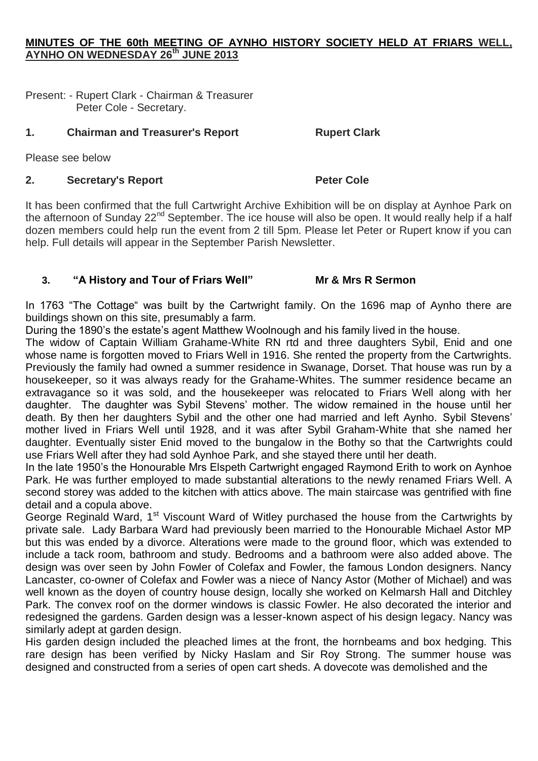# MINUTES OF THE 60th MEETING OF AYNHO HISTORY SOCIETY HELD AT FRIARS WELL, AYNHO ON WEDNESDAY 26th JUNE 2013

Present: - Rupert Clark - Chairman & Treasurer
Peter Cole - Secretary.

## 1. Chairman and Treasurer's Report — Rupert Clark

Please see below

## 2. Secretary's Report — Peter Cole

It has been confirmed that the full Cartwright Archive Exhibition will be on display at Aynhoe Park on the afternoon of Sunday 22nd September. The ice house will also be open. It would really help if a half dozen members could help run the event from 2 till 5pm. Please let Peter or Rupert know if you can help. Full details will appear in the September Parish Newsletter.

## 3. "A History and Tour of Friars Well" — Mr & Mrs R Sermon

In 1763 "The Cottage" was built by the Cartwright family. On the 1696 map of Aynho there are buildings shown on this site, presumably a farm.

During the 1890's the estate's agent Matthew Woolnough and his family lived in the house.

The widow of Captain William Grahame-White RN rtd and three daughters Sybil, Enid and one whose name is forgotten moved to Friars Well in 1916. She rented the property from the Cartwrights. Previously the family had owned a summer residence in Swanage, Dorset. That house was run by a housekeeper, so it was always ready for the Grahame-Whites. The summer residence became an extravagance so it was sold, and the housekeeper was relocated to Friars Well along with her daughter. The daughter was Sybil Stevens' mother. The widow remained in the house until her death. By then her daughters Sybil and the other one had married and left Aynho. Sybil Stevens' mother lived in Friars Well until 1928, and it was after Sybil Graham-White that she named her daughter. Eventually sister Enid moved to the bungalow in the Bothy so that the Cartwrights could use Friars Well after they had sold Aynhoe Park, and she stayed there until her death.

In the late 1950's the Honourable Mrs Elspeth Cartwright engaged Raymond Erith to work on Aynhoe Park. He was further employed to made substantial alterations to the newly renamed Friars Well. A second storey was added to the kitchen with attics above. The main staircase was gentrified with fine detail and a copula above.

George Reginald Ward, 1st Viscount Ward of Witley purchased the house from the Cartwrights by private sale. Lady Barbara Ward had previously been married to the Honourable Michael Astor MP but this was ended by a divorce. Alterations were made to the ground floor, which was extended to include a tack room, bathroom and study. Bedrooms and a bathroom were also added above. The design was over seen by John Fowler of Colefax and Fowler, the famous London designers. Nancy Lancaster, co-owner of Colefax and Fowler was a niece of Nancy Astor (Mother of Michael) and was well known as the doyen of country house design, locally she worked on Kelmarsh Hall and Ditchley Park. The convex roof on the dormer windows is classic Fowler. He also decorated the interior and redesigned the gardens. Garden design was a lesser-known aspect of his design legacy. Nancy was similarly adept at garden design.

His garden design included the pleached limes at the front, the hornbeams and box hedging. This rare design has been verified by Nicky Haslam and Sir Roy Strong. The summer house was designed and constructed from a series of open cart sheds. A dovecote was demolished and the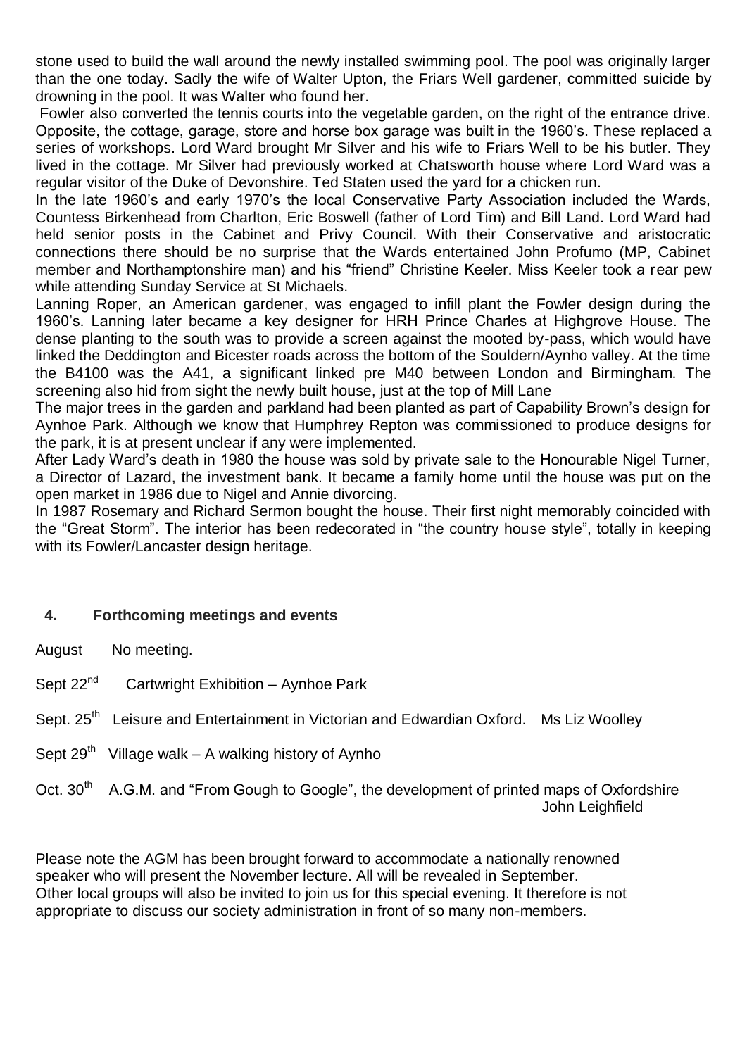stone used to build the wall around the newly installed swimming pool. The pool was originally larger than the one today. Sadly the wife of Walter Upton, the Friars Well gardener, committed suicide by drowning in the pool. It was Walter who found her.

Fowler also converted the tennis courts into the vegetable garden, on the right of the entrance drive. Opposite, the cottage, garage, store and horse box garage was built in the 1960's. These replaced a series of workshops. Lord Ward brought Mr Silver and his wife to Friars Well to be his butler. They lived in the cottage. Mr Silver had previously worked at Chatsworth house where Lord Ward was a regular visitor of the Duke of Devonshire. Ted Staten used the yard for a chicken run.

In the late 1960's and early 1970's the local Conservative Party Association included the Wards, Countess Birkenhead from Charlton, Eric Boswell (father of Lord Tim) and Bill Land. Lord Ward had held senior posts in the Cabinet and Privy Council. With their Conservative and aristocratic connections there should be no surprise that the Wards entertained John Profumo (MP, Cabinet member and Northamptonshire man) and his "friend" Christine Keeler. Miss Keeler took a rear pew while attending Sunday Service at St Michaels.

Lanning Roper, an American gardener, was engaged to infill plant the Fowler design during the 1960's. Lanning later became a key designer for HRH Prince Charles at Highgrove House. The dense planting to the south was to provide a screen against the mooted by-pass, which would have linked the Deddington and Bicester roads across the bottom of the Souldern/Aynho valley. At the time the B4100 was the A41, a significant linked pre M40 between London and Birmingham. The screening also hid from sight the newly built house, just at the top of Mill Lane

The major trees in the garden and parkland had been planted as part of Capability Brown's design for Aynhoe Park. Although we know that Humphrey Repton was commissioned to produce designs for the park, it is at present unclear if any were implemented.

After Lady Ward's death in 1980 the house was sold by private sale to the Honourable Nigel Turner, a Director of Lazard, the investment bank. It became a family home until the house was put on the open market in 1986 due to Nigel and Annie divorcing.

In 1987 Rosemary and Richard Sermon bought the house. Their first night memorably coincided with the "Great Storm". The interior has been redecorated in "the country house style", totally in keeping with its Fowler/Lancaster design heritage.

## 4. Forthcoming meetings and events

August No meeting.

Sept 22nd Cartwright Exhibition – Aynhoe Park

Sept. 25th Leisure and Entertainment in Victorian and Edwardian Oxford. Ms Liz Woolley

Sept 29th Village walk – A walking history of Aynho

Oct. 30th A.G.M. and "From Gough to Google", the development of printed maps of Oxfordshire John Leighfield

Please note the AGM has been brought forward to accommodate a nationally renowned speaker who will present the November lecture. All will be revealed in September.
Other local groups will also be invited to join us for this special evening. It therefore is not appropriate to discuss our society administration in front of so many non-members.